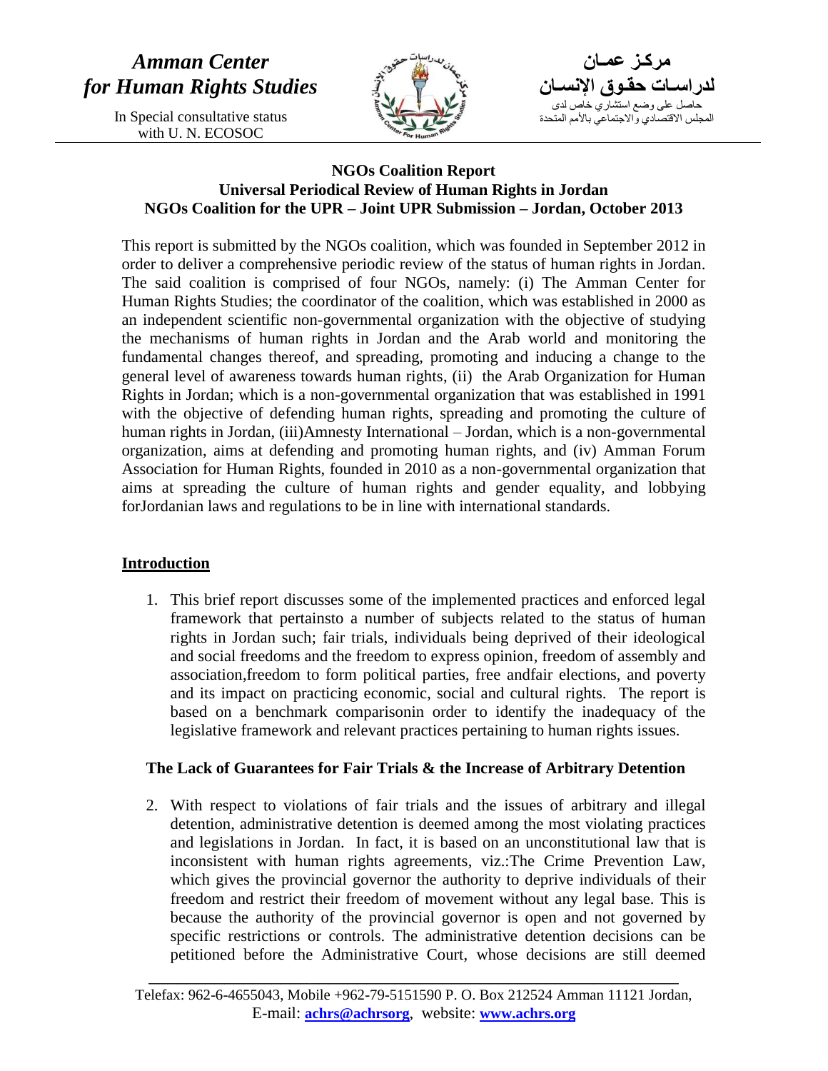*Amman Center for Human Rights Studies*

In Special consultative status with U. N. ECOSOC

مركز عمان لدراسات حقوق الإنسان

حاصل على وضع استشاري خاص لدى المجلس الاقتصادي والاجتماعي بالأمم المتحدة

**NGOs Coalition Report**
**Universal Periodical Review of Human Rights in Jordan**
**NGOs Coalition for the UPR – Joint UPR Submission – Jordan, October 2013**

This report is submitted by the NGOs coalition, which was founded in September 2012 in order to deliver a comprehensive periodic review of the status of human rights in Jordan. The said coalition is comprised of four NGOs, namely: (i) The Amman Center for Human Rights Studies; the coordinator of the coalition, which was established in 2000 as an independent scientific non-governmental organization with the objective of studying the mechanisms of human rights in Jordan and the Arab world and monitoring the fundamental changes thereof, and spreading, promoting and inducing a change to the general level of awareness towards human rights, (ii) the Arab Organization for Human Rights in Jordan; which is a non-governmental organization that was established in 1991 with the objective of defending human rights, spreading and promoting the culture of human rights in Jordan, (iii)Amnesty International – Jordan, which is a non-governmental organization, aims at defending and promoting human rights, and (iv) Amman Forum Association for Human Rights, founded in 2010 as a non-governmental organization that aims at spreading the culture of human rights and gender equality, and lobbying forJordanian laws and regulations to be in line with international standards.

## Introduction

1. This brief report discusses some of the implemented practices and enforced legal framework that pertainsto a number of subjects related to the status of human rights in Jordan such; fair trials, individuals being deprived of their ideological and social freedoms and the freedom to express opinion, freedom of assembly and association,freedom to form political parties, free andfair elections, and poverty and its impact on practicing economic, social and cultural rights. The report is based on a benchmark comparisonin order to identify the inadequacy of the legislative framework and relevant practices pertaining to human rights issues.

### The Lack of Guarantees for Fair Trials & the Increase of Arbitrary Detention

2. With respect to violations of fair trials and the issues of arbitrary and illegal detention, administrative detention is deemed among the most violating practices and legislations in Jordan. In fact, it is based on an unconstitutional law that is inconsistent with human rights agreements, viz.:The Crime Prevention Law, which gives the provincial governor the authority to deprive individuals of their freedom and restrict their freedom of movement without any legal base. This is because the authority of the provincial governor is open and not governed by specific restrictions or controls. The administrative detention decisions can be petitioned before the Administrative Court, whose decisions are still deemed

Telefax: 962-6-4655043, Mobile +962-79-5151590 P. O. Box 212524 Amman 11121 Jordan, E-mail: achrs@achrsorg, website: www.achrs.org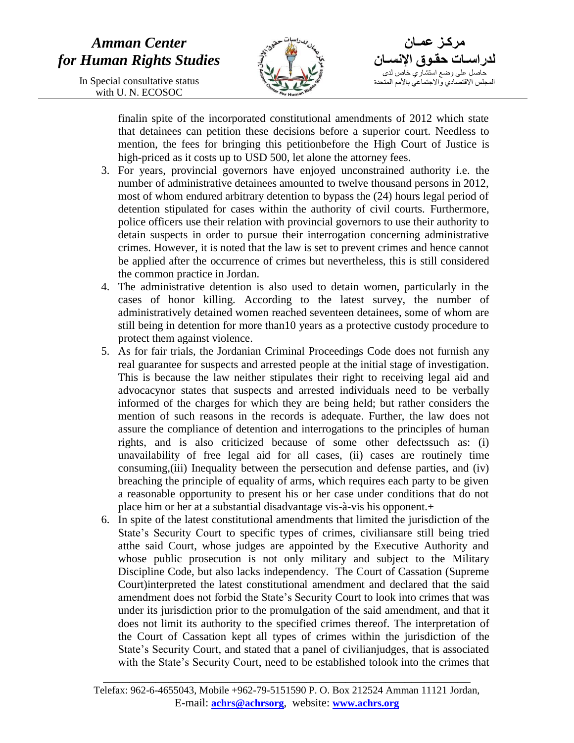finalin spite of the incorporated constitutional amendments of 2012 which state that detainees can petition these decisions before a superior court. Needless to mention, the fees for bringing this petitionbefore the High Court of Justice is high-priced as it costs up to USD 500, let alone the attorney fees.

3. For years, provincial governors have enjoyed unconstrained authority i.e. the number of administrative detainees amounted to twelve thousand persons in 2012, most of whom endured arbitrary detention to bypass the (24) hours legal period of detention stipulated for cases within the authority of civil courts. Furthermore, police officers use their relation with provincial governors to use their authority to detain suspects in order to pursue their interrogation concerning administrative crimes. However, it is noted that the law is set to prevent crimes and hence cannot be applied after the occurrence of crimes but nevertheless, this is still considered the common practice in Jordan.
4. The administrative detention is also used to detain women, particularly in the cases of honor killing. According to the latest survey, the number of administratively detained women reached seventeen detainees, some of whom are still being in detention for more than10 years as a protective custody procedure to protect them against violence.
5. As for fair trials, the Jordanian Criminal Proceedings Code does not furnish any real guarantee for suspects and arrested people at the initial stage of investigation. This is because the law neither stipulates their right to receiving legal aid and advocacynor states that suspects and arrested individuals need to be verbally informed of the charges for which they are being held; but rather considers the mention of such reasons in the records is adequate. Further, the law does not assure the compliance of detention and interrogations to the principles of human rights, and is also criticized because of some other defectssuch as: (i) unavailability of free legal aid for all cases, (ii) cases are routinely time consuming,(iii) Inequality between the persecution and defense parties, and (iv) breaching the principle of equality of arms, which requires each party to be given a reasonable opportunity to present his or her case under conditions that do not place him or her at a substantial disadvantage vis-à-vis his opponent.+
6. In spite of the latest constitutional amendments that limited the jurisdiction of the State's Security Court to specific types of crimes, civiliansare still being tried atthe said Court, whose judges are appointed by the Executive Authority and whose public prosecution is not only military and subject to the Military Discipline Code, but also lacks independency. The Court of Cassation (Supreme Court)interpreted the latest constitutional amendment and declared that the said amendment does not forbid the State's Security Court to look into crimes that was under its jurisdiction prior to the promulgation of the said amendment, and that it does not limit its authority to the specified crimes thereof. The interpretation of the Court of Cassation kept all types of crimes within the jurisdiction of the State's Security Court, and stated that a panel of civilianjudges, that is associated with the State's Security Court, need to be established tolook into the crimes that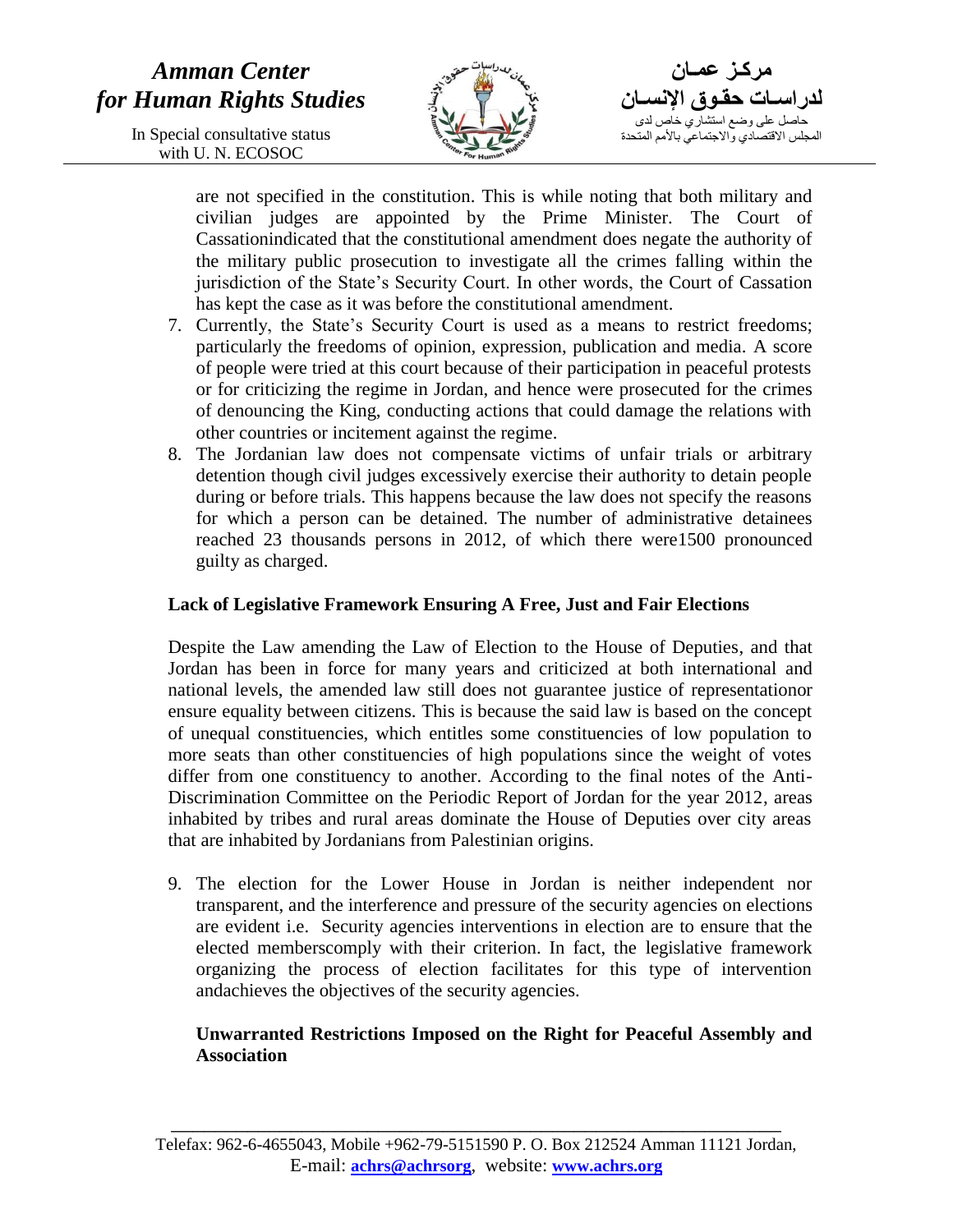are not specified in the constitution. This is while noting that both military and civilian judges are appointed by the Prime Minister. The Court of Cassationindicated that the constitutional amendment does negate the authority of the military public prosecution to investigate all the crimes falling within the jurisdiction of the State's Security Court. In other words, the Court of Cassation has kept the case as it was before the constitutional amendment.

7. Currently, the State's Security Court is used as a means to restrict freedoms; particularly the freedoms of opinion, expression, publication and media. A score of people were tried at this court because of their participation in peaceful protests or for criticizing the regime in Jordan, and hence were prosecuted for the crimes of denouncing the King, conducting actions that could damage the relations with other countries or incitement against the regime.
8. The Jordanian law does not compensate victims of unfair trials or arbitrary detention though civil judges excessively exercise their authority to detain people during or before trials. This happens because the law does not specify the reasons for which a person can be detained. The number of administrative detainees reached 23 thousands persons in 2012, of which there were1500 pronounced guilty as charged.

**Lack of Legislative Framework Ensuring A Free, Just and Fair Elections**

Despite the Law amending the Law of Election to the House of Deputies, and that Jordan has been in force for many years and criticized at both international and national levels, the amended law still does not guarantee justice of representationor ensure equality between citizens. This is because the said law is based on the concept of unequal constituencies, which entitles some constituencies of low population to more seats than other constituencies of high populations since the weight of votes differ from one constituency to another. According to the final notes of the Anti-Discrimination Committee on the Periodic Report of Jordan for the year 2012, areas inhabited by tribes and rural areas dominate the House of Deputies over city areas that are inhabited by Jordanians from Palestinian origins.

9. The election for the Lower House in Jordan is neither independent nor transparent, and the interference and pressure of the security agencies on elections are evident i.e. Security agencies interventions in election are to ensure that the elected memberscomply with their criterion. In fact, the legislative framework organizing the process of election facilitates for this type of intervention andachieves the objectives of the security agencies.

**Unwarranted Restrictions Imposed on the Right for Peaceful Assembly and Association**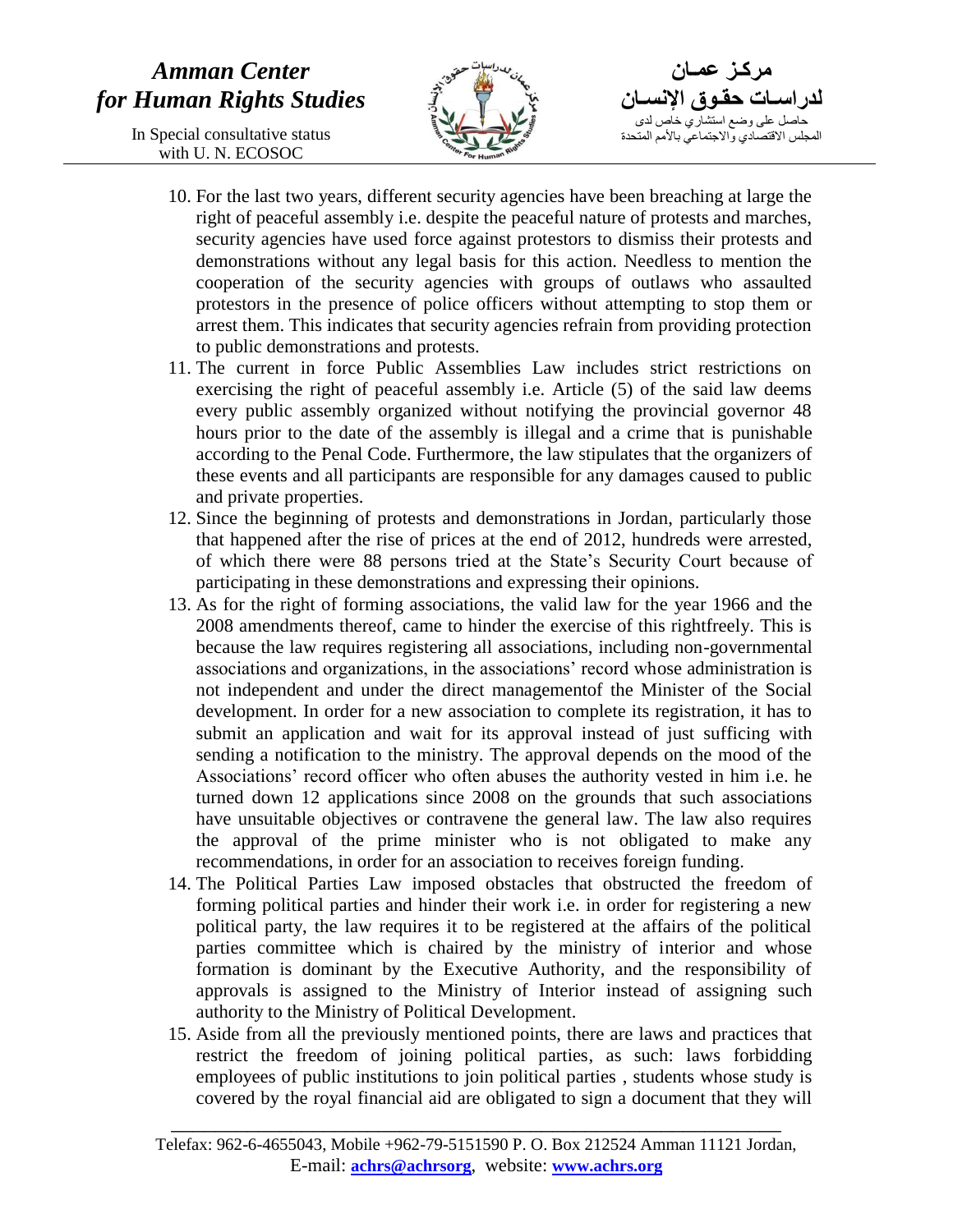10. For the last two years, different security agencies have been breaching at large the right of peaceful assembly i.e. despite the peaceful nature of protests and marches, security agencies have used force against protestors to dismiss their protests and demonstrations without any legal basis for this action. Needless to mention the cooperation of the security agencies with groups of outlaws who assaulted protestors in the presence of police officers without attempting to stop them or arrest them. This indicates that security agencies refrain from providing protection to public demonstrations and protests.
11. The current in force Public Assemblies Law includes strict restrictions on exercising the right of peaceful assembly i.e. Article (5) of the said law deems every public assembly organized without notifying the provincial governor 48 hours prior to the date of the assembly is illegal and a crime that is punishable according to the Penal Code. Furthermore, the law stipulates that the organizers of these events and all participants are responsible for any damages caused to public and private properties.
12. Since the beginning of protests and demonstrations in Jordan, particularly those that happened after the rise of prices at the end of 2012, hundreds were arrested, of which there were 88 persons tried at the State's Security Court because of participating in these demonstrations and expressing their opinions.
13. As for the right of forming associations, the valid law for the year 1966 and the 2008 amendments thereof, came to hinder the exercise of this rightfreely. This is because the law requires registering all associations, including non-governmental associations and organizations, in the associations' record whose administration is not independent and under the direct managementof the Minister of the Social development. In order for a new association to complete its registration, it has to submit an application and wait for its approval instead of just sufficing with sending a notification to the ministry. The approval depends on the mood of the Associations' record officer who often abuses the authority vested in him i.e. he turned down 12 applications since 2008 on the grounds that such associations have unsuitable objectives or contravene the general law. The law also requires the approval of the prime minister who is not obligated to make any recommendations, in order for an association to receives foreign funding.
14. The Political Parties Law imposed obstacles that obstructed the freedom of forming political parties and hinder their work i.e. in order for registering a new political party, the law requires it to be registered at the affairs of the political parties committee which is chaired by the ministry of interior and whose formation is dominant by the Executive Authority, and the responsibility of approvals is assigned to the Ministry of Interior instead of assigning such authority to the Ministry of Political Development.
15. Aside from all the previously mentioned points, there are laws and practices that restrict the freedom of joining political parties, as such: laws forbidding employees of public institutions to join political parties , students whose study is covered by the royal financial aid are obligated to sign a document that they will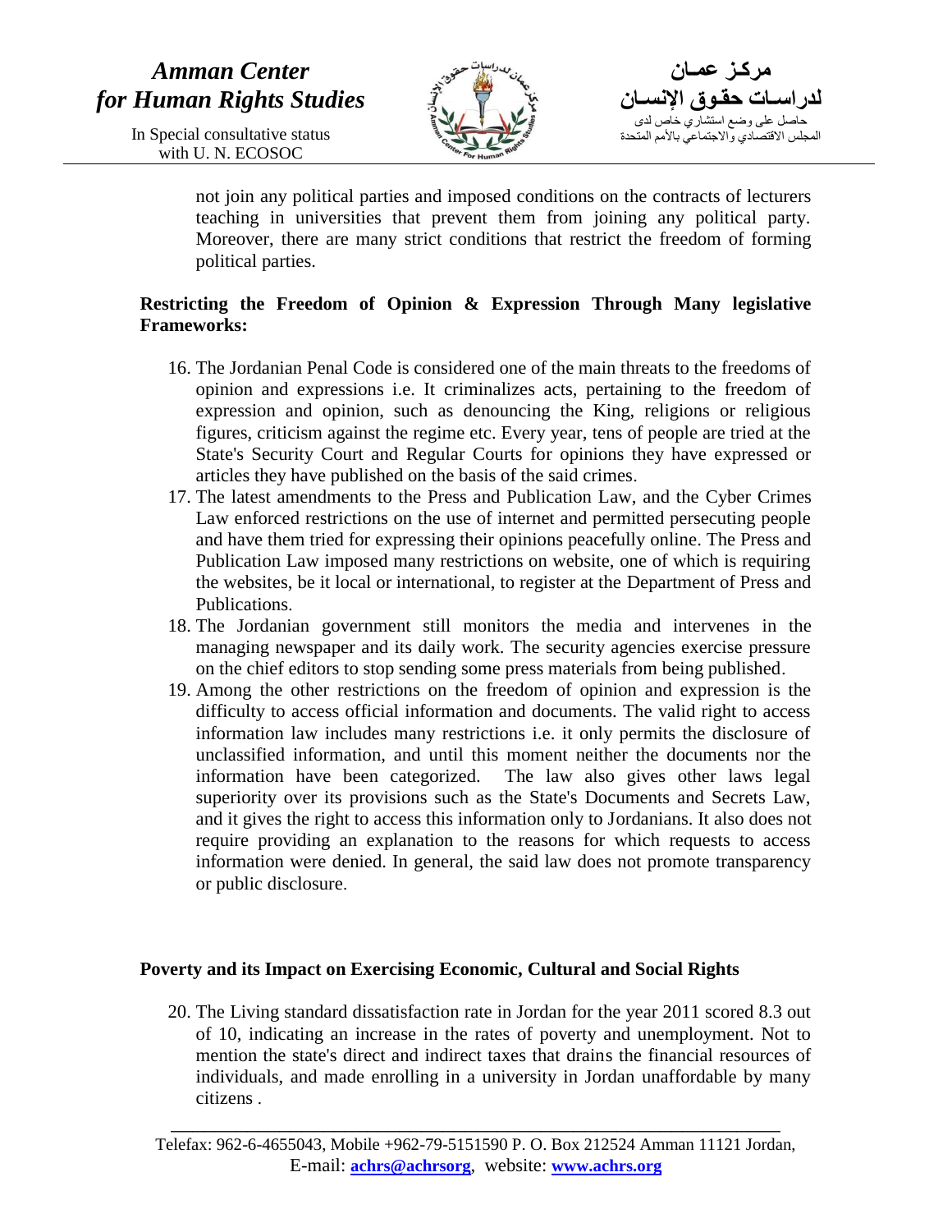not join any political parties and imposed conditions on the contracts of lecturers teaching in universities that prevent them from joining any political party. Moreover, there are many strict conditions that restrict the freedom of forming political parties.

**Restricting the Freedom of Opinion & Expression Through Many legislative Frameworks:**

16. The Jordanian Penal Code is considered one of the main threats to the freedoms of opinion and expressions i.e. It criminalizes acts, pertaining to the freedom of expression and opinion, such as denouncing the King, religions or religious figures, criticism against the regime etc. Every year, tens of people are tried at the State's Security Court and Regular Courts for opinions they have expressed or articles they have published on the basis of the said crimes.
17. The latest amendments to the Press and Publication Law, and the Cyber Crimes Law enforced restrictions on the use of internet and permitted persecuting people and have them tried for expressing their opinions peacefully online. The Press and Publication Law imposed many restrictions on website, one of which is requiring the websites, be it local or international, to register at the Department of Press and Publications.
18. The Jordanian government still monitors the media and intervenes in the managing newspaper and its daily work. The security agencies exercise pressure on the chief editors to stop sending some press materials from being published.
19. Among the other restrictions on the freedom of opinion and expression is the difficulty to access official information and documents. The valid right to access information law includes many restrictions i.e. it only permits the disclosure of unclassified information, and until this moment neither the documents nor the information have been categorized. The law also gives other laws legal superiority over its provisions such as the State's Documents and Secrets Law, and it gives the right to access this information only to Jordanians. It also does not require providing an explanation to the reasons for which requests to access information were denied. In general, the said law does not promote transparency or public disclosure.

**Poverty and its Impact on Exercising Economic, Cultural and Social Rights**

20. The Living standard dissatisfaction rate in Jordan for the year 2011 scored 8.3 out of 10, indicating an increase in the rates of poverty and unemployment. Not to mention the state's direct and indirect taxes that drains the financial resources of individuals, and made enrolling in a university in Jordan unaffordable by many citizens .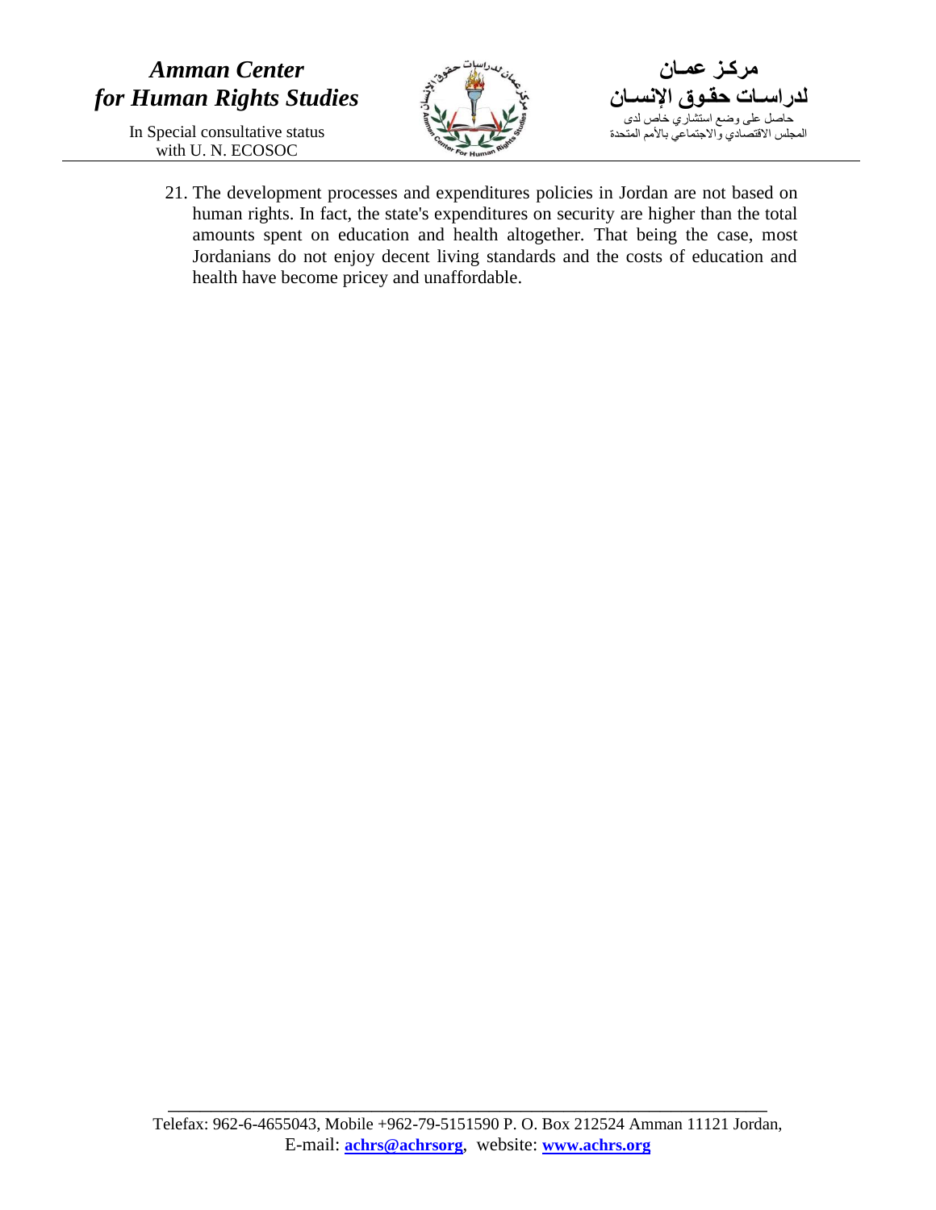21. The development processes and expenditures policies in Jordan are not based on human rights. In fact, the state's expenditures on security are higher than the total amounts spent on education and health altogether. That being the case, most Jordanians do not enjoy decent living standards and the costs of education and health have become pricey and unaffordable.